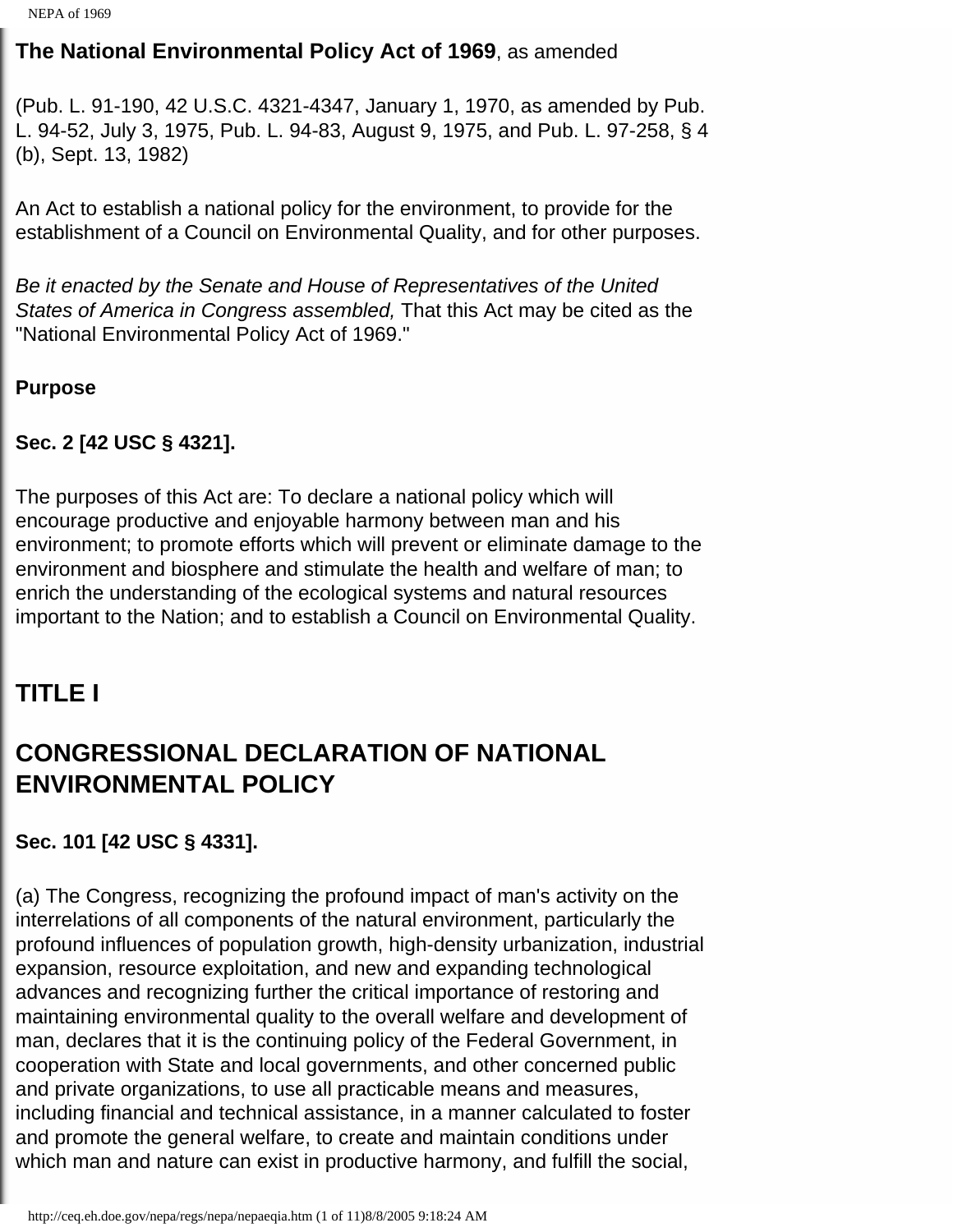**The National Environmental Policy Act of 1969**, as amended

(Pub. L. 91-190, 42 U.S.C. 4321-4347, January 1, 1970, as amended by Pub. L. 94-52, July 3, 1975, Pub. L. 94-83, August 9, 1975, and Pub. L. 97-258, § 4 (b), Sept. 13, 1982)

An Act to establish a national policy for the environment, to provide for the establishment of a Council on Environmental Quality, and for other purposes.

*Be it enacted by the Senate and House of Representatives of the United States of America in Congress assembled,* That this Act may be cited as the "National Environmental Policy Act of 1969."

**Purpose**

**Sec. 2 [42 USC § 4321].**

The purposes of this Act are: To declare a national policy which will encourage productive and enjoyable harmony between man and his environment; to promote efforts which will prevent or eliminate damage to the environment and biosphere and stimulate the health and welfare of man; to enrich the understanding of the ecological systems and natural resources important to the Nation; and to establish a Council on Environmental Quality.

## TITLE I

## CONGRESSIONAL DECLARATION OF NATIONAL ENVIRONMENTAL POLICY

**Sec. 101 [42 USC § 4331].**

(a) The Congress, recognizing the profound impact of man's activity on the interrelations of all components of the natural environment, particularly the profound influences of population growth, high-density urbanization, industrial expansion, resource exploitation, and new and expanding technological advances and recognizing further the critical importance of restoring and maintaining environmental quality to the overall welfare and development of man, declares that it is the continuing policy of the Federal Government, in cooperation with State and local governments, and other concerned public and private organizations, to use all practicable means and measures, including financial and technical assistance, in a manner calculated to foster and promote the general welfare, to create and maintain conditions under which man and nature can exist in productive harmony, and fulfill the social,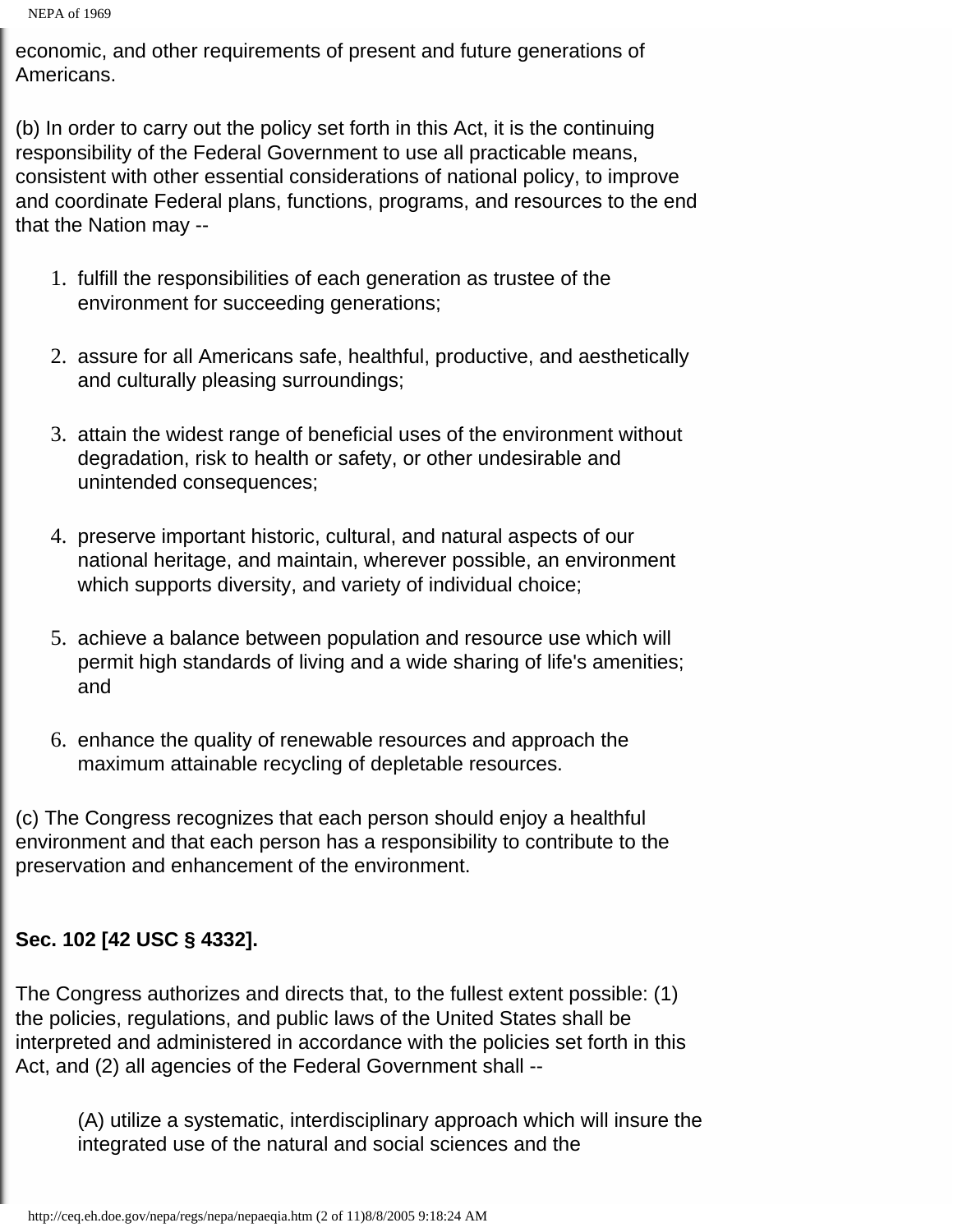economic, and other requirements of present and future generations of Americans.

(b) In order to carry out the policy set forth in this Act, it is the continuing responsibility of the Federal Government to use all practicable means, consistent with other essential considerations of national policy, to improve and coordinate Federal plans, functions, programs, and resources to the end that the Nation may --

1. fulfill the responsibilities of each generation as trustee of the environment for succeeding generations;
2. assure for all Americans safe, healthful, productive, and aesthetically and culturally pleasing surroundings;
3. attain the widest range of beneficial uses of the environment without degradation, risk to health or safety, or other undesirable and unintended consequences;
4. preserve important historic, cultural, and natural aspects of our national heritage, and maintain, wherever possible, an environment which supports diversity, and variety of individual choice;
5. achieve a balance between population and resource use which will permit high standards of living and a wide sharing of life's amenities; and
6. enhance the quality of renewable resources and approach the maximum attainable recycling of depletable resources.

(c) The Congress recognizes that each person should enjoy a healthful environment and that each person has a responsibility to contribute to the preservation and enhancement of the environment.

**Sec. 102 [42 USC § 4332].**

The Congress authorizes and directs that, to the fullest extent possible: (1) the policies, regulations, and public laws of the United States shall be interpreted and administered in accordance with the policies set forth in this Act, and (2) all agencies of the Federal Government shall --

(A) utilize a systematic, interdisciplinary approach which will insure the integrated use of the natural and social sciences and the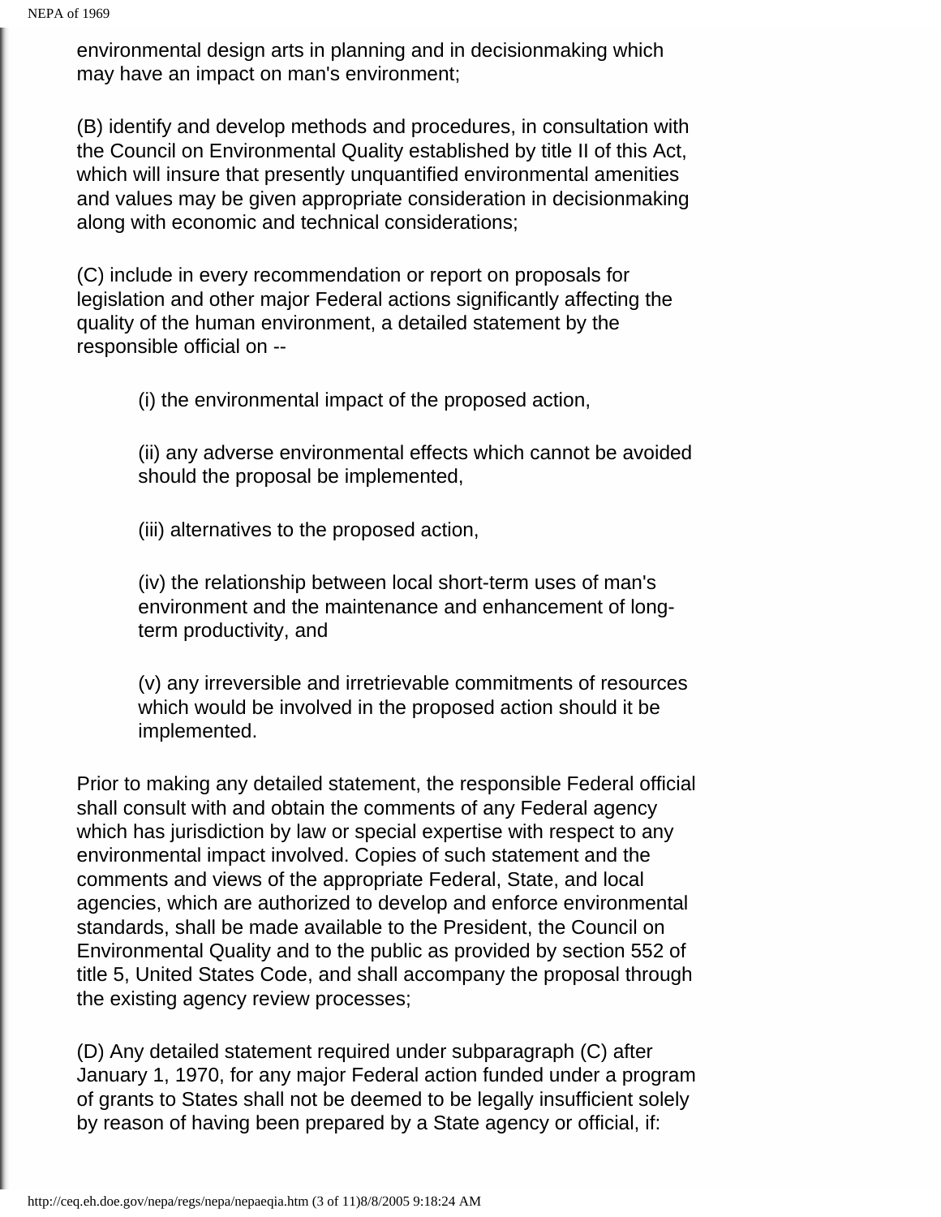environmental design arts in planning and in decisionmaking which may have an impact on man's environment;

(B) identify and develop methods and procedures, in consultation with the Council on Environmental Quality established by title II of this Act, which will insure that presently unquantified environmental amenities and values may be given appropriate consideration in decisionmaking along with economic and technical considerations;

(C) include in every recommendation or report on proposals for legislation and other major Federal actions significantly affecting the quality of the human environment, a detailed statement by the responsible official on --

> (i) the environmental impact of the proposed action,
>
> (ii) any adverse environmental effects which cannot be avoided should the proposal be implemented,
>
> (iii) alternatives to the proposed action,
>
> (iv) the relationship between local short-term uses of man's environment and the maintenance and enhancement of long-term productivity, and
>
> (v) any irreversible and irretrievable commitments of resources which would be involved in the proposed action should it be implemented.

Prior to making any detailed statement, the responsible Federal official shall consult with and obtain the comments of any Federal agency which has jurisdiction by law or special expertise with respect to any environmental impact involved. Copies of such statement and the comments and views of the appropriate Federal, State, and local agencies, which are authorized to develop and enforce environmental standards, shall be made available to the President, the Council on Environmental Quality and to the public as provided by section 552 of title 5, United States Code, and shall accompany the proposal through the existing agency review processes;

(D) Any detailed statement required under subparagraph (C) after January 1, 1970, for any major Federal action funded under a program of grants to States shall not be deemed to be legally insufficient solely by reason of having been prepared by a State agency or official, if: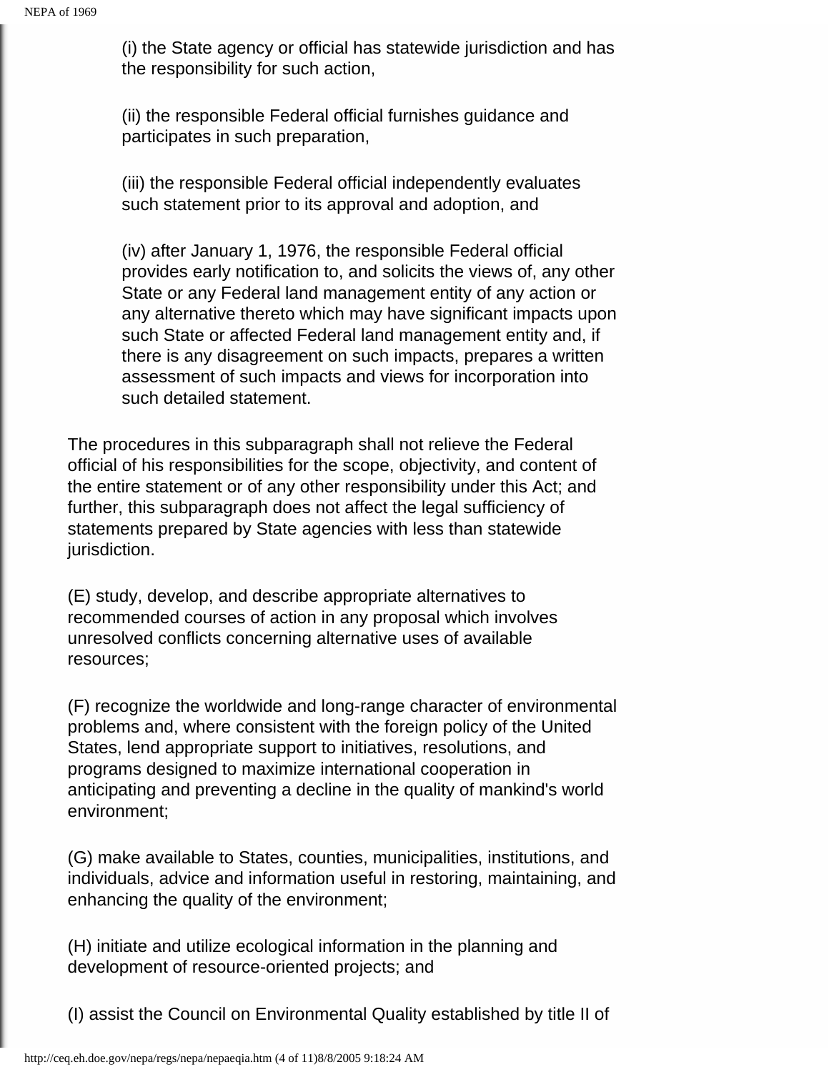(i) the State agency or official has statewide jurisdiction and has the responsibility for such action,

(ii) the responsible Federal official furnishes guidance and participates in such preparation,

(iii) the responsible Federal official independently evaluates such statement prior to its approval and adoption, and

(iv) after January 1, 1976, the responsible Federal official provides early notification to, and solicits the views of, any other State or any Federal land management entity of any action or any alternative thereto which may have significant impacts upon such State or affected Federal land management entity and, if there is any disagreement on such impacts, prepares a written assessment of such impacts and views for incorporation into such detailed statement.

The procedures in this subparagraph shall not relieve the Federal official of his responsibilities for the scope, objectivity, and content of the entire statement or of any other responsibility under this Act; and further, this subparagraph does not affect the legal sufficiency of statements prepared by State agencies with less than statewide jurisdiction.

(E) study, develop, and describe appropriate alternatives to recommended courses of action in any proposal which involves unresolved conflicts concerning alternative uses of available resources;

(F) recognize the worldwide and long-range character of environmental problems and, where consistent with the foreign policy of the United States, lend appropriate support to initiatives, resolutions, and programs designed to maximize international cooperation in anticipating and preventing a decline in the quality of mankind's world environment;

(G) make available to States, counties, municipalities, institutions, and individuals, advice and information useful in restoring, maintaining, and enhancing the quality of the environment;

(H) initiate and utilize ecological information in the planning and development of resource-oriented projects; and

(I) assist the Council on Environmental Quality established by title II of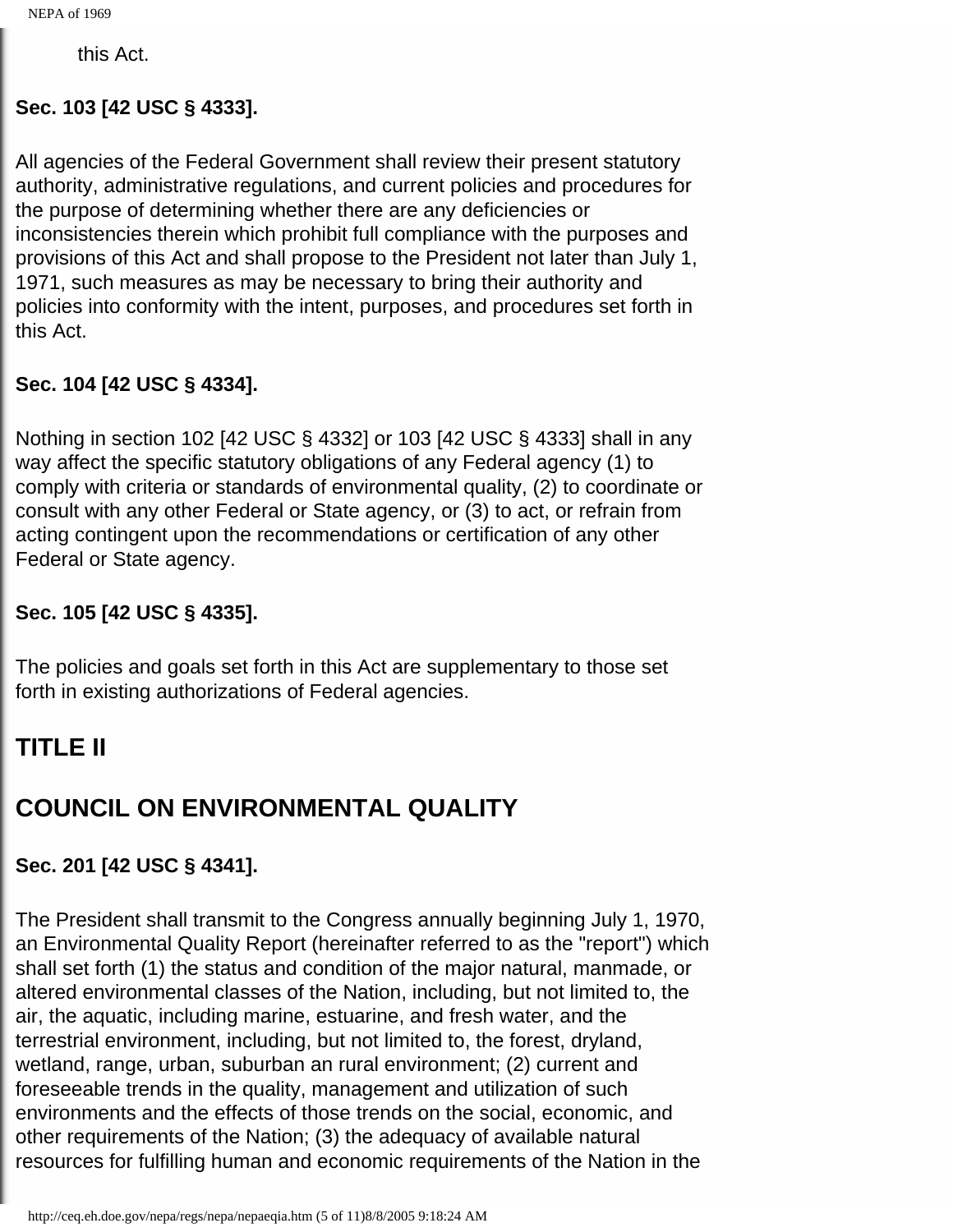this Act.

**Sec. 103 [42 USC § 4333].**

All agencies of the Federal Government shall review their present statutory authority, administrative regulations, and current policies and procedures for the purpose of determining whether there are any deficiencies or inconsistencies therein which prohibit full compliance with the purposes and provisions of this Act and shall propose to the President not later than July 1, 1971, such measures as may be necessary to bring their authority and policies into conformity with the intent, purposes, and procedures set forth in this Act.

**Sec. 104 [42 USC § 4334].**

Nothing in section 102 [42 USC § 4332] or 103 [42 USC § 4333] shall in any way affect the specific statutory obligations of any Federal agency (1) to comply with criteria or standards of environmental quality, (2) to coordinate or consult with any other Federal or State agency, or (3) to act, or refrain from acting contingent upon the recommendations or certification of any other Federal or State agency.

**Sec. 105 [42 USC § 4335].**

The policies and goals set forth in this Act are supplementary to those set forth in existing authorizations of Federal agencies.

## TITLE II

## COUNCIL ON ENVIRONMENTAL QUALITY

**Sec. 201 [42 USC § 4341].**

The President shall transmit to the Congress annually beginning July 1, 1970, an Environmental Quality Report (hereinafter referred to as the "report") which shall set forth (1) the status and condition of the major natural, manmade, or altered environmental classes of the Nation, including, but not limited to, the air, the aquatic, including marine, estuarine, and fresh water, and the terrestrial environment, including, but not limited to, the forest, dryland, wetland, range, urban, suburban an rural environment; (2) current and foreseeable trends in the quality, management and utilization of such environments and the effects of those trends on the social, economic, and other requirements of the Nation; (3) the adequacy of available natural resources for fulfilling human and economic requirements of the Nation in the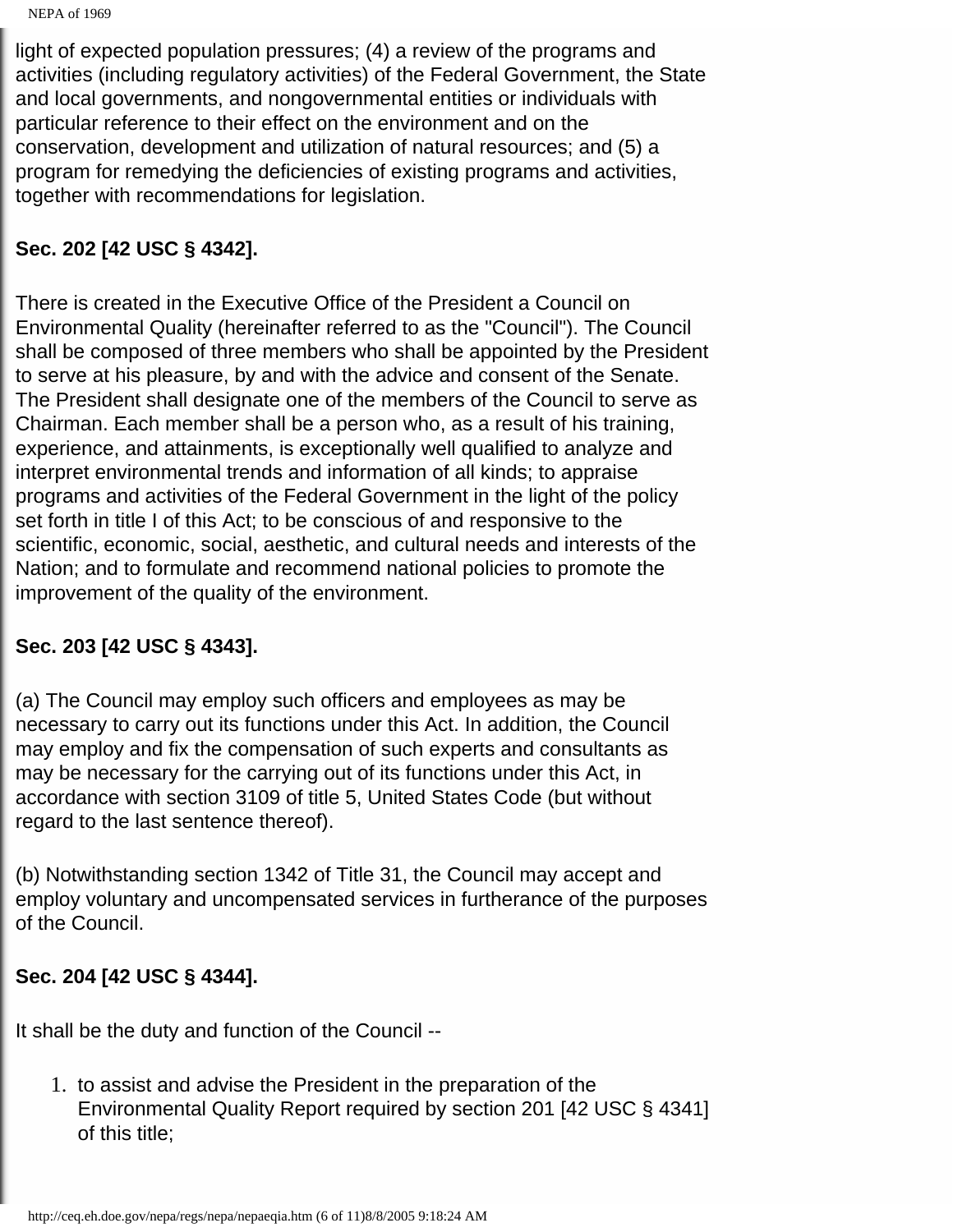light of expected population pressures; (4) a review of the programs and activities (including regulatory activities) of the Federal Government, the State and local governments, and nongovernmental entities or individuals with particular reference to their effect on the environment and on the conservation, development and utilization of natural resources; and (5) a program for remedying the deficiencies of existing programs and activities, together with recommendations for legislation.

**Sec. 202 [42 USC § 4342].**

There is created in the Executive Office of the President a Council on Environmental Quality (hereinafter referred to as the "Council"). The Council shall be composed of three members who shall be appointed by the President to serve at his pleasure, by and with the advice and consent of the Senate. The President shall designate one of the members of the Council to serve as Chairman. Each member shall be a person who, as a result of his training, experience, and attainments, is exceptionally well qualified to analyze and interpret environmental trends and information of all kinds; to appraise programs and activities of the Federal Government in the light of the policy set forth in title I of this Act; to be conscious of and responsive to the scientific, economic, social, aesthetic, and cultural needs and interests of the Nation; and to formulate and recommend national policies to promote the improvement of the quality of the environment.

**Sec. 203 [42 USC § 4343].**

(a) The Council may employ such officers and employees as may be necessary to carry out its functions under this Act. In addition, the Council may employ and fix the compensation of such experts and consultants as may be necessary for the carrying out of its functions under this Act, in accordance with section 3109 of title 5, United States Code (but without regard to the last sentence thereof).

(b) Notwithstanding section 1342 of Title 31, the Council may accept and employ voluntary and uncompensated services in furtherance of the purposes of the Council.

**Sec. 204 [42 USC § 4344].**

It shall be the duty and function of the Council --

1. to assist and advise the President in the preparation of the Environmental Quality Report required by section 201 [42 USC § 4341] of this title;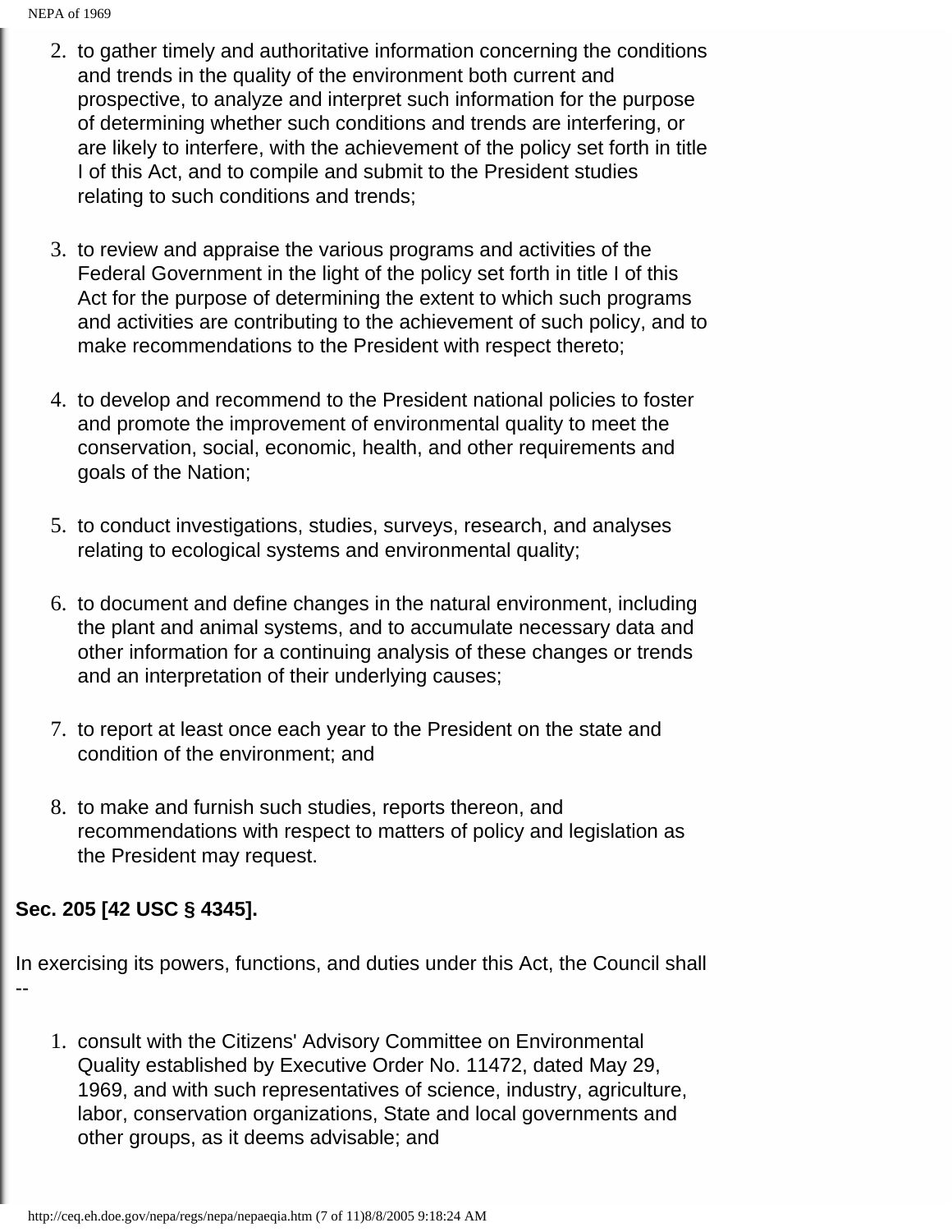2. to gather timely and authoritative information concerning the conditions and trends in the quality of the environment both current and prospective, to analyze and interpret such information for the purpose of determining whether such conditions and trends are interfering, or are likely to interfere, with the achievement of the policy set forth in title I of this Act, and to compile and submit to the President studies relating to such conditions and trends;

3. to review and appraise the various programs and activities of the Federal Government in the light of the policy set forth in title I of this Act for the purpose of determining the extent to which such programs and activities are contributing to the achievement of such policy, and to make recommendations to the President with respect thereto;

4. to develop and recommend to the President national policies to foster and promote the improvement of environmental quality to meet the conservation, social, economic, health, and other requirements and goals of the Nation;

5. to conduct investigations, studies, surveys, research, and analyses relating to ecological systems and environmental quality;

6. to document and define changes in the natural environment, including the plant and animal systems, and to accumulate necessary data and other information for a continuing analysis of these changes or trends and an interpretation of their underlying causes;

7. to report at least once each year to the President on the state and condition of the environment; and

8. to make and furnish such studies, reports thereon, and recommendations with respect to matters of policy and legislation as the President may request.

**Sec. 205 [42 USC § 4345].**

In exercising its powers, functions, and duties under this Act, the Council shall --

1. consult with the Citizens' Advisory Committee on Environmental Quality established by Executive Order No. 11472, dated May 29, 1969, and with such representatives of science, industry, agriculture, labor, conservation organizations, State and local governments and other groups, as it deems advisable; and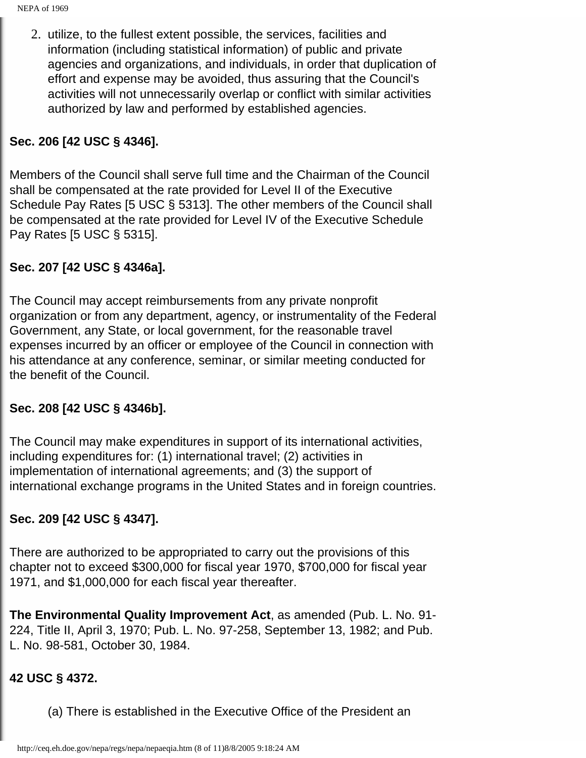2. utilize, to the fullest extent possible, the services, facilities and information (including statistical information) of public and private agencies and organizations, and individuals, in order that duplication of effort and expense may be avoided, thus assuring that the Council's activities will not unnecessarily overlap or conflict with similar activities authorized by law and performed by established agencies.

**Sec. 206 [42 USC § 4346].**

Members of the Council shall serve full time and the Chairman of the Council shall be compensated at the rate provided for Level II of the Executive Schedule Pay Rates [5 USC § 5313]. The other members of the Council shall be compensated at the rate provided for Level IV of the Executive Schedule Pay Rates [5 USC § 5315].

**Sec. 207 [42 USC § 4346a].**

The Council may accept reimbursements from any private nonprofit organization or from any department, agency, or instrumentality of the Federal Government, any State, or local government, for the reasonable travel expenses incurred by an officer or employee of the Council in connection with his attendance at any conference, seminar, or similar meeting conducted for the benefit of the Council.

**Sec. 208 [42 USC § 4346b].**

The Council may make expenditures in support of its international activities, including expenditures for: (1) international travel; (2) activities in implementation of international agreements; and (3) the support of international exchange programs in the United States and in foreign countries.

**Sec. 209 [42 USC § 4347].**

There are authorized to be appropriated to carry out the provisions of this chapter not to exceed $300,000 for fiscal year 1970, $700,000 for fiscal year 1971, and $1,000,000 for each fiscal year thereafter.

**The Environmental Quality Improvement Act**, as amended (Pub. L. No. 91-224, Title II, April 3, 1970; Pub. L. No. 97-258, September 13, 1982; and Pub. L. No. 98-581, October 30, 1984.

**42 USC § 4372.**

(a) There is established in the Executive Office of the President an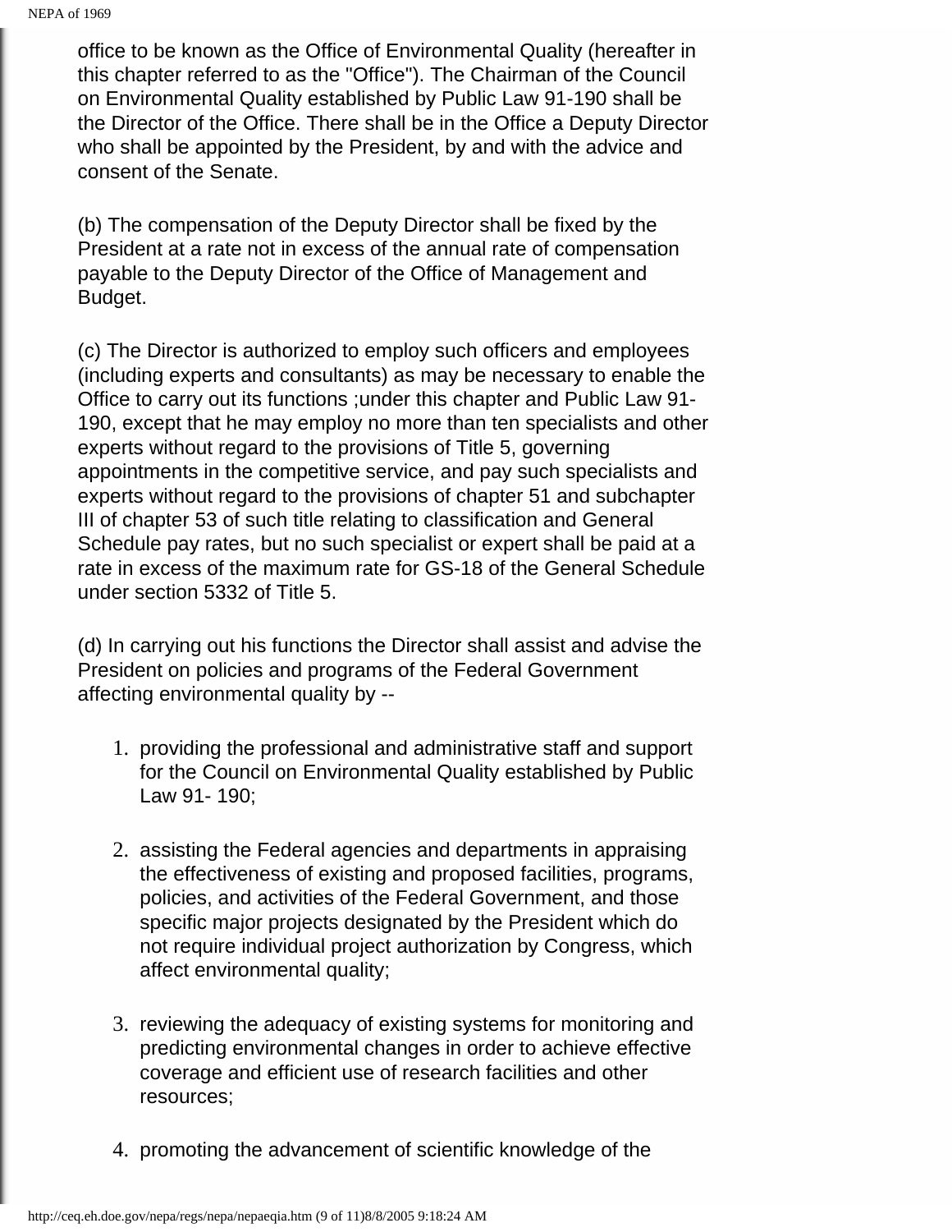office to be known as the Office of Environmental Quality (hereafter in this chapter referred to as the "Office"). The Chairman of the Council on Environmental Quality established by Public Law 91-190 shall be the Director of the Office. There shall be in the Office a Deputy Director who shall be appointed by the President, by and with the advice and consent of the Senate.

(b) The compensation of the Deputy Director shall be fixed by the President at a rate not in excess of the annual rate of compensation payable to the Deputy Director of the Office of Management and Budget.

(c) The Director is authorized to employ such officers and employees (including experts and consultants) as may be necessary to enable the Office to carry out its functions ;under this chapter and Public Law 91-190, except that he may employ no more than ten specialists and other experts without regard to the provisions of Title 5, governing appointments in the competitive service, and pay such specialists and experts without regard to the provisions of chapter 51 and subchapter III of chapter 53 of such title relating to classification and General Schedule pay rates, but no such specialist or expert shall be paid at a rate in excess of the maximum rate for GS-18 of the General Schedule under section 5332 of Title 5.

(d) In carrying out his functions the Director shall assist and advise the President on policies and programs of the Federal Government affecting environmental quality by --

1. providing the professional and administrative staff and support for the Council on Environmental Quality established by Public Law 91- 190;
2. assisting the Federal agencies and departments in appraising the effectiveness of existing and proposed facilities, programs, policies, and activities of the Federal Government, and those specific major projects designated by the President which do not require individual project authorization by Congress, which affect environmental quality;
3. reviewing the adequacy of existing systems for monitoring and predicting environmental changes in order to achieve effective coverage and efficient use of research facilities and other resources;
4. promoting the advancement of scientific knowledge of the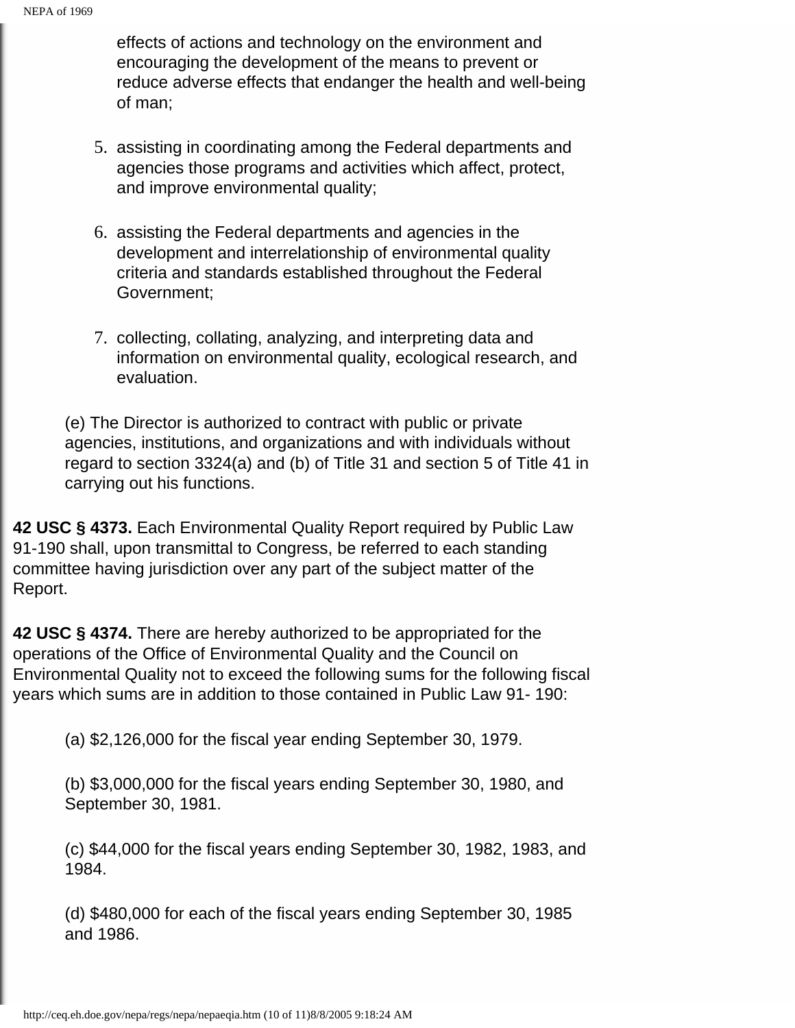effects of actions and technology on the environment and encouraging the development of the means to prevent or reduce adverse effects that endanger the health and well-being of man;

5. assisting in coordinating among the Federal departments and agencies those programs and activities which affect, protect, and improve environmental quality;

6. assisting the Federal departments and agencies in the development and interrelationship of environmental quality criteria and standards established throughout the Federal Government;

7. collecting, collating, analyzing, and interpreting data and information on environmental quality, ecological research, and evaluation.

(e) The Director is authorized to contract with public or private agencies, institutions, and organizations and with individuals without regard to section 3324(a) and (b) of Title 31 and section 5 of Title 41 in carrying out his functions.

**42 USC § 4373.** Each Environmental Quality Report required by Public Law 91-190 shall, upon transmittal to Congress, be referred to each standing committee having jurisdiction over any part of the subject matter of the Report.

**42 USC § 4374.** There are hereby authorized to be appropriated for the operations of the Office of Environmental Quality and the Council on Environmental Quality not to exceed the following sums for the following fiscal years which sums are in addition to those contained in Public Law 91- 190:

(a) $2,126,000 for the fiscal year ending September 30, 1979.

(b) $3,000,000 for the fiscal years ending September 30, 1980, and September 30, 1981.

(c) $44,000 for the fiscal years ending September 30, 1982, 1983, and 1984.

(d) $480,000 for each of the fiscal years ending September 30, 1985 and 1986.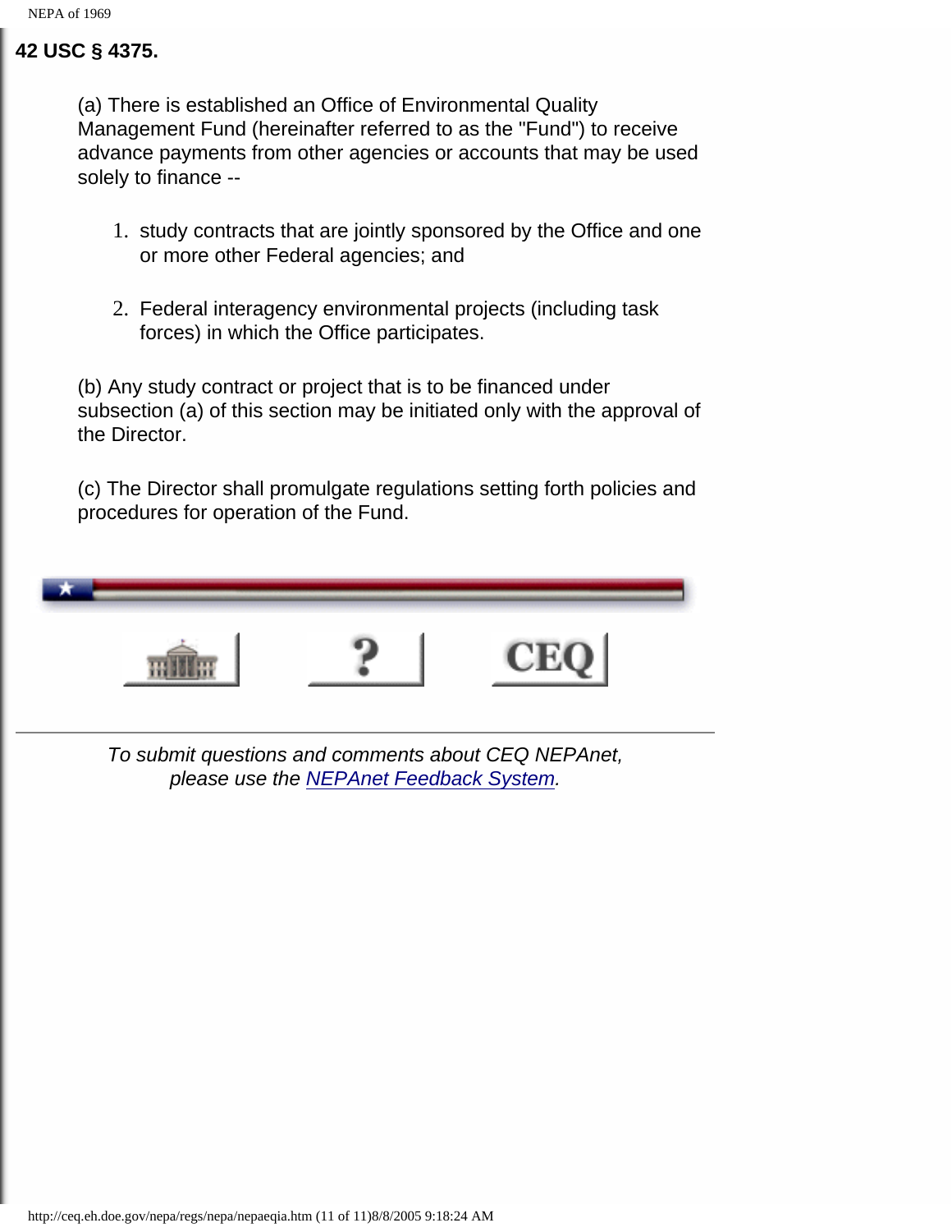**42 USC § 4375.**

(a) There is established an Office of Environmental Quality Management Fund (hereinafter referred to as the "Fund") to receive advance payments from other agencies or accounts that may be used solely to finance --

1. study contracts that are jointly sponsored by the Office and one or more other Federal agencies; and

2. Federal interagency environmental projects (including task forces) in which the Office participates.

(b) Any study contract or project that is to be financed under subsection (a) of this section may be initiated only with the approval of the Director.

(c) The Director shall promulgate regulations setting forth policies and procedures for operation of the Fund.

---

*To submit questions and comments about CEQ NEPAnet, please use the NEPAnet Feedback System.*